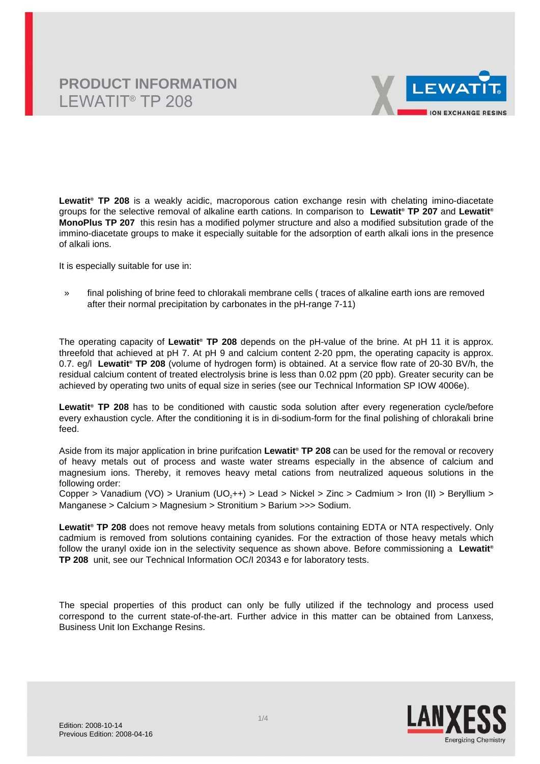# PRODUCT INFORMATION
## LEWATIT® TP 208

**Lewatit® TP 208** is a weakly acidic, macroporous cation exchange resin with chelating imino-diacetate groups for the selective removal of alkaline earth cations. In comparison to **Lewatit® TP 207** and **Lewatit® MonoPlus TP 207** this resin has a modified polymer structure and also a modified subsitution grade of the immino-diacetate groups to make it especially suitable for the adsorption of earth alkali ions in the presence of alkali ions.

It is especially suitable for use in:

» final polishing of brine feed to chlorakali membrane cells ( traces of alkaline earth ions are removed after their normal precipitation by carbonates in the pH-range 7-11)

The operating capacity of **Lewatit® TP 208** depends on the pH-value of the brine. At pH 11 it is approx. threefold that achieved at pH 7. At pH 9 and calcium content 2-20 ppm, the operating capacity is approx. 0.7. eg/l **Lewatit® TP 208** (volume of hydrogen form) is obtained. At a service flow rate of 20-30 BV/h, the residual calcium content of treated electrolysis brine is less than 0.02 ppm (20 ppb). Greater security can be achieved by operating two units of equal size in series (see our Technical Information SP IOW 4006e).

**Lewatit® TP 208** has to be conditioned with caustic soda solution after every regeneration cycle/before every exhaustion cycle. After the conditioning it is in di-sodium-form for the final polishing of chlorakali brine feed.

Aside from its major application in brine purifcation **Lewatit® TP 208** can be used for the removal or recovery of heavy metals out of process and waste water streams especially in the absence of calcium and magnesium ions. Thereby, it removes heavy metal cations from neutralized aqueous solutions in the following order:
Copper > Vanadium (VO) > Uranium ($UO_2$++) > Lead > Nickel > Zinc > Cadmium > Iron (II) > Beryllium > Manganese > Calcium > Magnesium > Stronitium > Barium >>> Sodium.

**Lewatit® TP 208** does not remove heavy metals from solutions containing EDTA or NTA respectively. Only cadmium is removed from solutions containing cyanides. For the extraction of those heavy metals which follow the uranyl oxide ion in the selectivity sequence as shown above. Before commissioning a **Lewatit® TP 208** unit, see our Technical Information OC/I 20343 e for laboratory tests.

The special properties of this product can only be fully utilized if the technology and process used correspond to the current state-of-the-art. Further advice in this matter can be obtained from Lanxess, Business Unit Ion Exchange Resins.

Edition: 2008-10-14
Previous Edition: 2008-04-16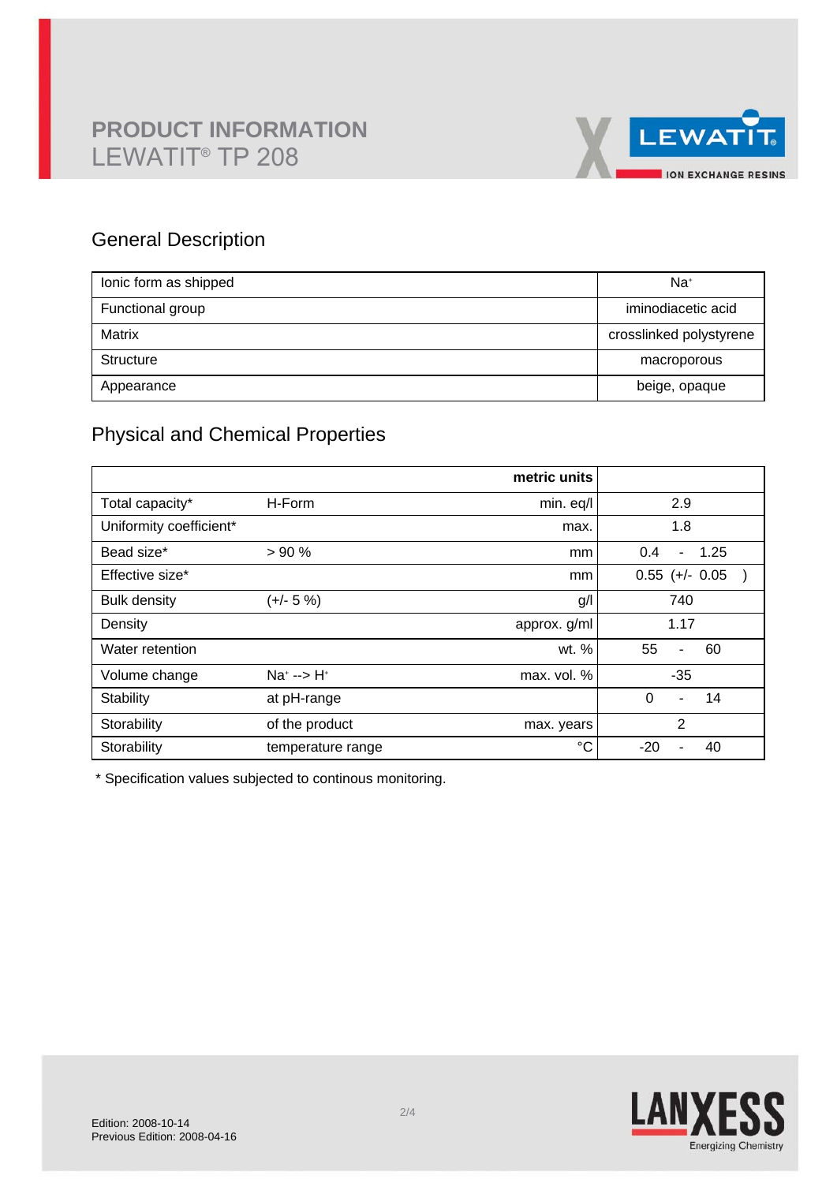# PRODUCT INFORMATION
## LEWATIT® TP 208

## General Description

| | |
|---|---|
| Ionic form as shipped | $Na^+$ |
| Functional group | iminodiacetic acid |
| Matrix | crosslinked polystyrene |
| Structure | macroporous |
| Appearance | beige, opaque |

## Physical and Chemical Properties

| | | metric units | |
|---|---|---|---|
| Total capacity* | H-Form | min. eq/l | 2.9 |
| Uniformity coefficient* | | max. | 1.8 |
| Bead size* | > 90 % | mm | 0.4 - 1.25 |
| Effective size* | | mm | 0.55 (+/- 0.05 ) |
| Bulk density | (+/- 5 %) | g/l | 740 |
| Density | | approx. g/ml | 1.17 |
| Water retention | | wt. % | 55 - 60 |
| Volume change | $Na^+$ --> $H^+$ | max. vol. % | -35 |
| Stability | at pH-range | | 0 - 14 |
| Storability | of the product | max. years | 2 |
| Storability | temperature range | °C | -20 - 40 |

* Specification values subjected to continous monitoring.

Edition: 2008-10-14
Previous Edition: 2008-04-16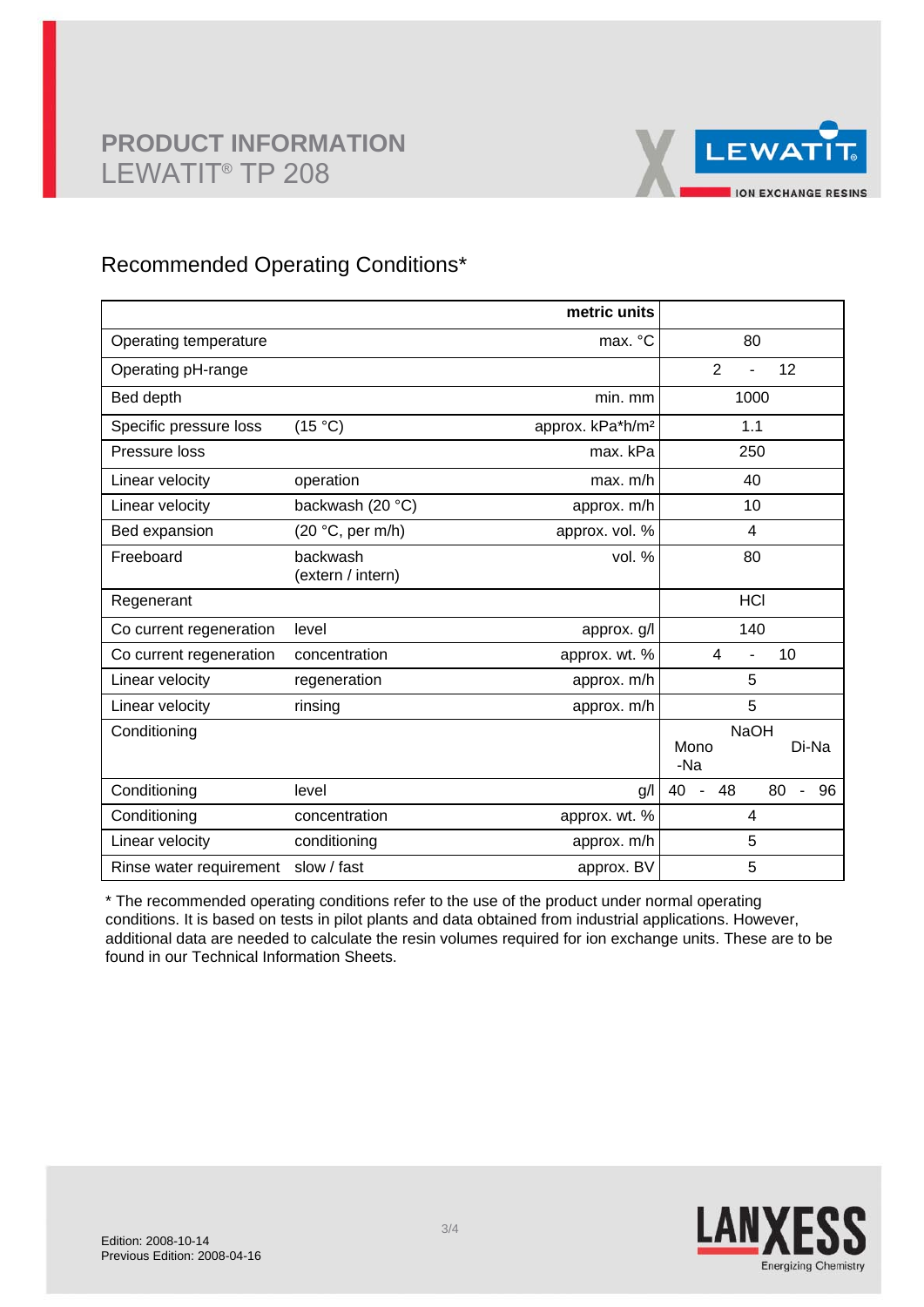# PRODUCT INFORMATION
## LEWATIT® TP 208

## Recommended Operating Conditions*

| | | metric units | |
|---|---|---|---|
| Operating temperature | | max. °C | 80 |
| Operating pH-range | | | 2 - 12 |
| Bed depth | | min. mm | 1000 |
| Specific pressure loss | (15 °C) | approx. kPa*h/m² | 1.1 |
| Pressure loss | | max. kPa | 250 |
| Linear velocity | operation | max. m/h | 40 |
| Linear velocity | backwash (20 °C) | approx. m/h | 10 |
| Bed expansion | (20 °C, per m/h) | approx. vol. % | 4 |
| Freeboard | backwash (extern / intern) | vol. % | 80 |
| Regenerant | | | HCl |
| Co current regeneration | level | approx. g/l | 140 |
| Co current regeneration | concentration | approx. wt. % | 4 - 10 |
| Linear velocity | regeneration | approx. m/h | 5 |
| Linear velocity | rinsing | approx. m/h | 5 |
| Conditioning | | | NaOH Mono-Na / Di-Na |
| Conditioning | level | g/l | 40 - 48 / 80 - 96 |
| Conditioning | concentration | approx. wt. % | 4 |
| Linear velocity | conditioning | approx. m/h | 5 |
| Rinse water requirement | slow / fast | approx. BV | 5 |

* The recommended operating conditions refer to the use of the product under normal operating conditions. It is based on tests in pilot plants and data obtained from industrial applications. However, additional data are needed to calculate the resin volumes required for ion exchange units. These are to be found in our Technical Information Sheets.

Edition: 2008-10-14
Previous Edition: 2008-04-16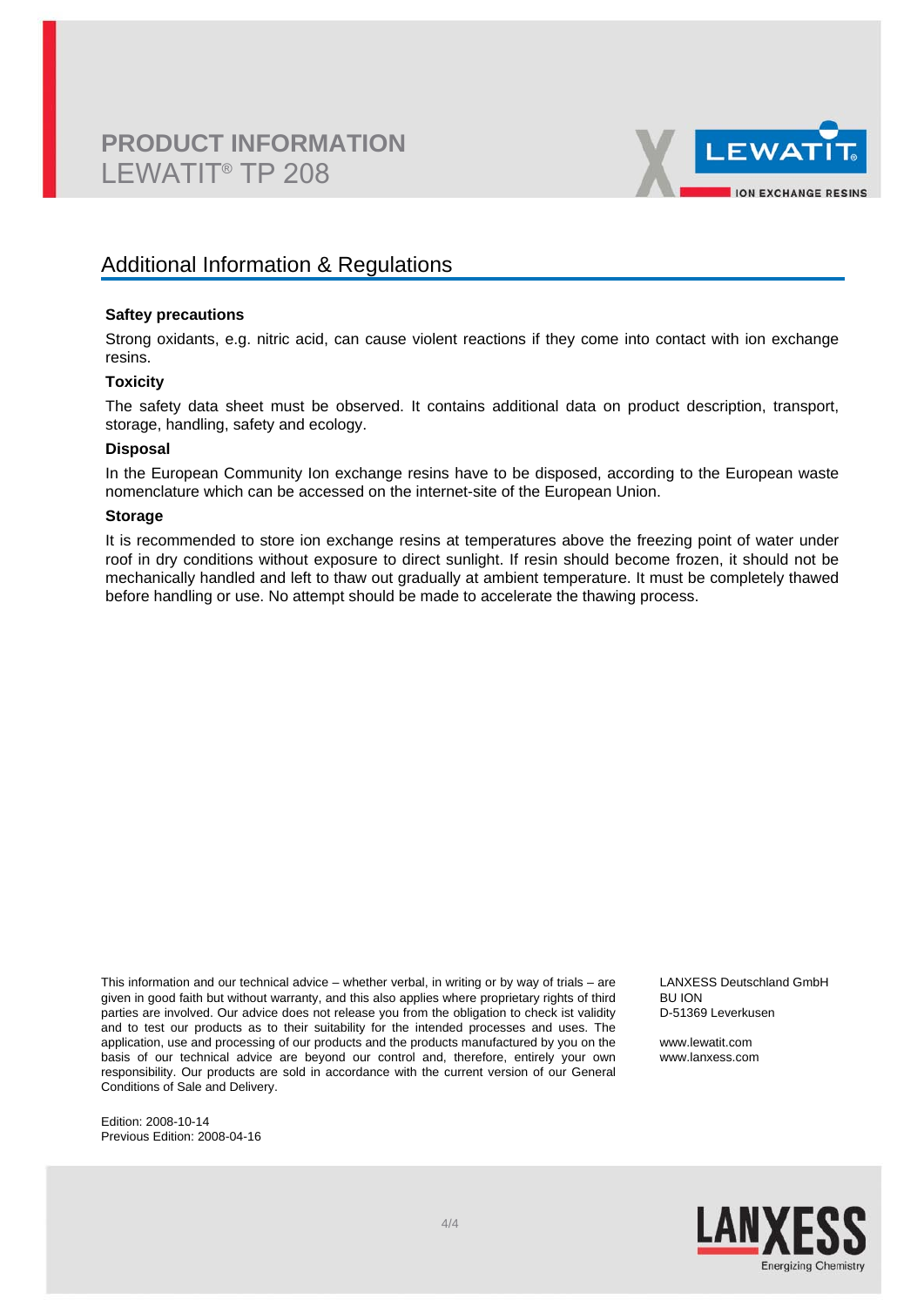# PRODUCT INFORMATION
# LEWATIT® TP 208

## Additional Information & Regulations

### Saftey precautions

Strong oxidants, e.g. nitric acid, can cause violent reactions if they come into contact with ion exchange resins.

### Toxicity

The safety data sheet must be observed. It contains additional data on product description, transport, storage, handling, safety and ecology.

### Disposal

In the European Community Ion exchange resins have to be disposed, according to the European waste nomenclature which can be accessed on the internet-site of the European Union.

### Storage

It is recommended to store ion exchange resins at temperatures above the freezing point of water under roof in dry conditions without exposure to direct sunlight. If resin should become frozen, it should not be mechanically handled and left to thaw out gradually at ambient temperature. It must be completely thawed before handling or use. No attempt should be made to accelerate the thawing process.

This information and our technical advice – whether verbal, in writing or by way of trials – are given in good faith but without warranty, and this also applies where proprietary rights of third parties are involved. Our advice does not release you from the obligation to check ist validity and to test our products as to their suitability for the intended processes and uses. The application, use and processing of our products and the products manufactured by you on the basis of our technical advice are beyond our control and, therefore, entirely your own responsibility. Our products are sold in accordance with the current version of our General Conditions of Sale and Delivery.

LANXESS Deutschland GmbH
BU ION
D-51369 Leverkusen

www.lewatit.com
www.lanxess.com

Edition: 2008-10-14
Previous Edition: 2008-04-16